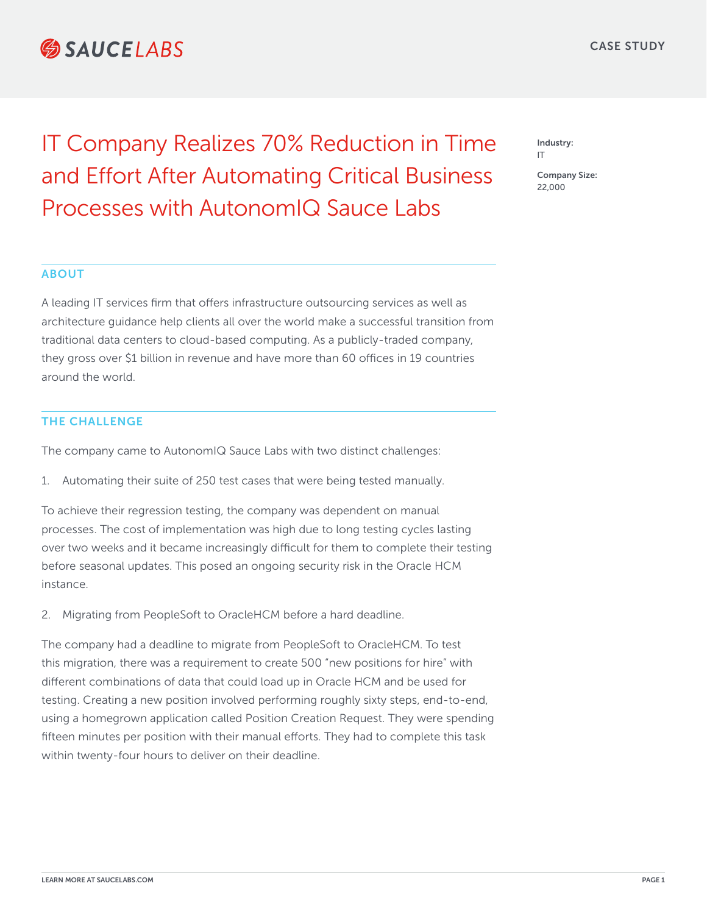CASE STUDY

# IT Company Realizes 70% Reduction in Time and Effort After Automating Critical Business Processes with AutonomIQ Sauce Labs

**Industry:**
IT

**Company Size:**
22,000

## ABOUT

A leading IT services firm that offers infrastructure outsourcing services as well as architecture guidance help clients all over the world make a successful transition from traditional data centers to cloud-based computing. As a publicly-traded company, they gross over $1 billion in revenue and have more than 60 offices in 19 countries around the world.

## THE CHALLENGE

The company came to AutonomIQ Sauce Labs with two distinct challenges:

1. Automating their suite of 250 test cases that were being tested manually.

To achieve their regression testing, the company was dependent on manual processes. The cost of implementation was high due to long testing cycles lasting over two weeks and it became increasingly difficult for them to complete their testing before seasonal updates. This posed an ongoing security risk in the Oracle HCM instance.

2. Migrating from PeopleSoft to OracleHCM before a hard deadline.

The company had a deadline to migrate from PeopleSoft to OracleHCM. To test this migration, there was a requirement to create 500 "new positions for hire" with different combinations of data that could load up in Oracle HCM and be used for testing. Creating a new position involved performing roughly sixty steps, end-to-end, using a homegrown application called Position Creation Request. They were spending fifteen minutes per position with their manual efforts. They had to complete this task within twenty-four hours to deliver on their deadline.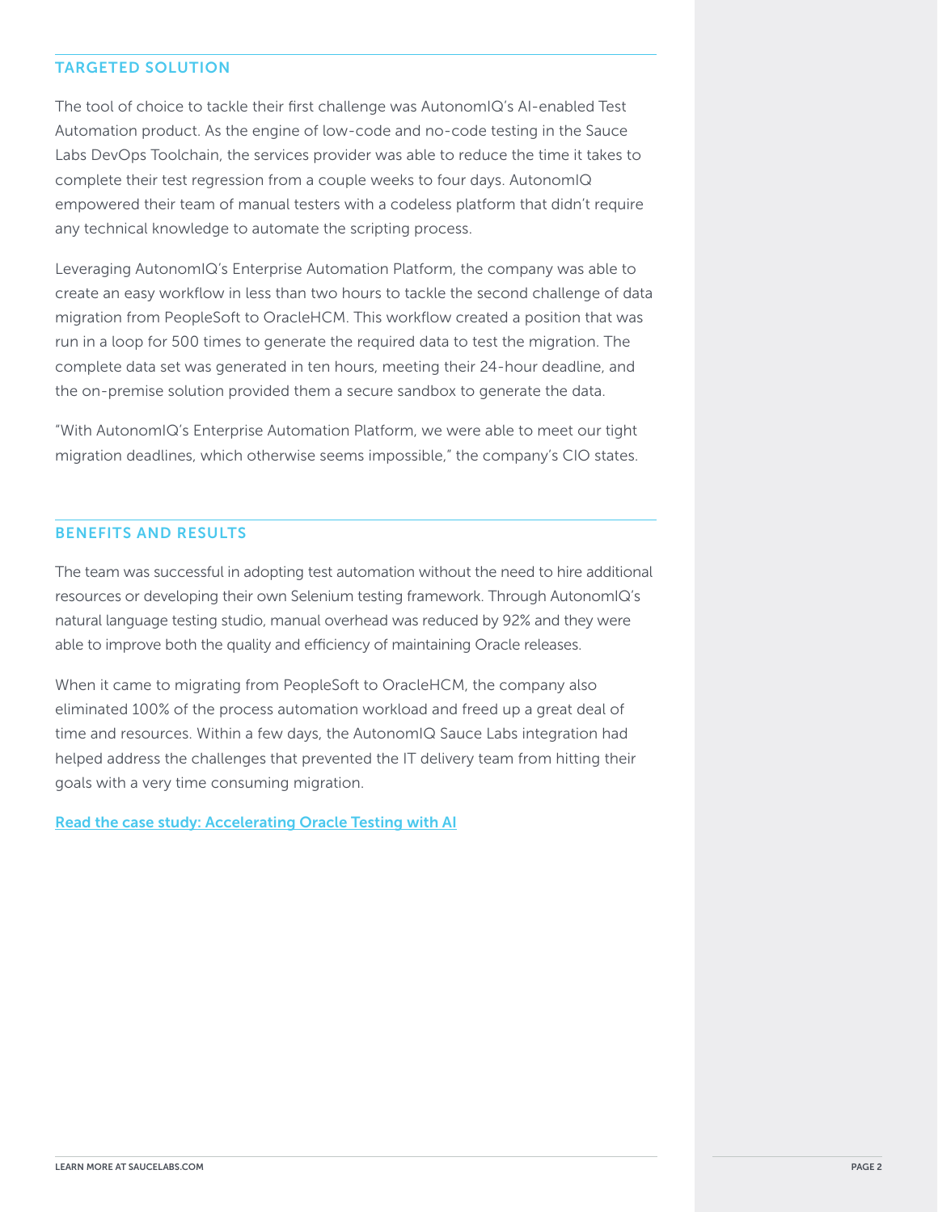## TARGETED SOLUTION

The tool of choice to tackle their first challenge was AutonomIQ's AI-enabled Test Automation product. As the engine of low-code and no-code testing in the Sauce Labs DevOps Toolchain, the services provider was able to reduce the time it takes to complete their test regression from a couple weeks to four days. AutonomIQ empowered their team of manual testers with a codeless platform that didn't require any technical knowledge to automate the scripting process.

Leveraging AutonomIQ's Enterprise Automation Platform, the company was able to create an easy workflow in less than two hours to tackle the second challenge of data migration from PeopleSoft to OracleHCM. This workflow created a position that was run in a loop for 500 times to generate the required data to test the migration. The complete data set was generated in ten hours, meeting their 24-hour deadline, and the on-premise solution provided them a secure sandbox to generate the data.

"With AutonomIQ's Enterprise Automation Platform, we were able to meet our tight migration deadlines, which otherwise seems impossible," the company's CIO states.

## BENEFITS AND RESULTS

The team was successful in adopting test automation without the need to hire additional resources or developing their own Selenium testing framework. Through AutonomIQ's natural language testing studio, manual overhead was reduced by 92% and they were able to improve both the quality and efficiency of maintaining Oracle releases.

When it came to migrating from PeopleSoft to OracleHCM, the company also eliminated 100% of the process automation workload and freed up a great deal of time and resources. Within a few days, the AutonomIQ Sauce Labs integration had helped address the challenges that prevented the IT delivery team from hitting their goals with a very time consuming migration.

[Read the case study: Accelerating Oracle Testing with AI]